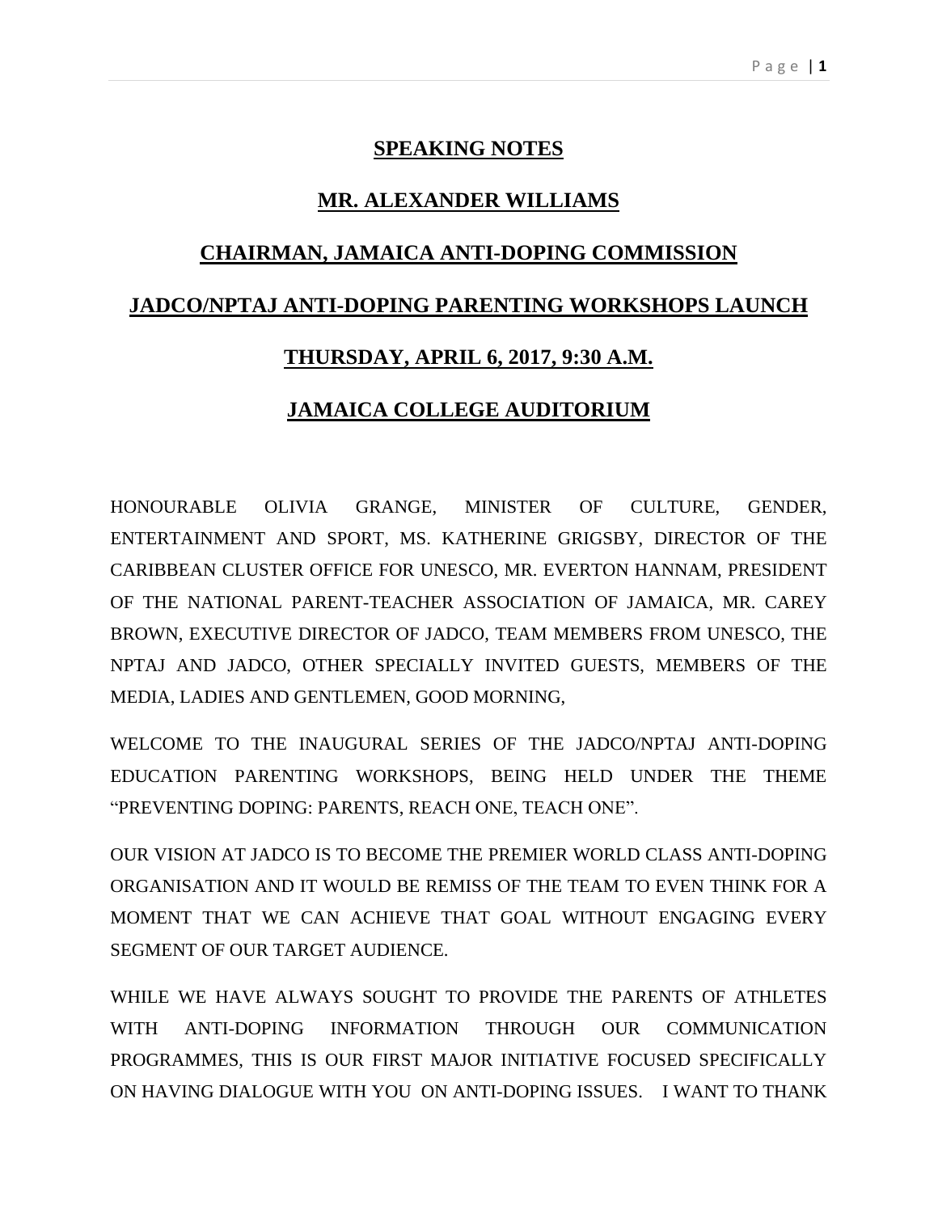# SPEAKING NOTES

## MR. ALEXANDER WILLIAMS

## CHAIRMAN, JAMAICA ANTI-DOPING COMMISSION

## JADCO/NPTAJ ANTI-DOPING PARENTING WORKSHOPS LAUNCH

## THURSDAY, APRIL 6, 2017, 9:30 A.M.

## JAMAICA COLLEGE AUDITORIUM

HONOURABLE OLIVIA GRANGE, MINISTER OF CULTURE, GENDER, ENTERTAINMENT AND SPORT, MS. KATHERINE GRIGSBY, DIRECTOR OF THE CARIBBEAN CLUSTER OFFICE FOR UNESCO, MR. EVERTON HANNAM, PRESIDENT OF THE NATIONAL PARENT-TEACHER ASSOCIATION OF JAMAICA, MR. CAREY BROWN, EXECUTIVE DIRECTOR OF JADCO, TEAM MEMBERS FROM UNESCO, THE NPTAJ AND JADCO, OTHER SPECIALLY INVITED GUESTS, MEMBERS OF THE MEDIA, LADIES AND GENTLEMEN, GOOD MORNING,

WELCOME TO THE INAUGURAL SERIES OF THE JADCO/NPTAJ ANTI-DOPING EDUCATION PARENTING WORKSHOPS, BEING HELD UNDER THE THEME "PREVENTING DOPING: PARENTS, REACH ONE, TEACH ONE".

OUR VISION AT JADCO IS TO BECOME THE PREMIER WORLD CLASS ANTI-DOPING ORGANISATION AND IT WOULD BE REMISS OF THE TEAM TO EVEN THINK FOR A MOMENT THAT WE CAN ACHIEVE THAT GOAL WITHOUT ENGAGING EVERY SEGMENT OF OUR TARGET AUDIENCE.

WHILE WE HAVE ALWAYS SOUGHT TO PROVIDE THE PARENTS OF ATHLETES WITH ANTI-DOPING INFORMATION THROUGH OUR COMMUNICATION PROGRAMMES, THIS IS OUR FIRST MAJOR INITIATIVE FOCUSED SPECIFICALLY ON HAVING DIALOGUE WITH YOU ON ANTI-DOPING ISSUES. I WANT TO THANK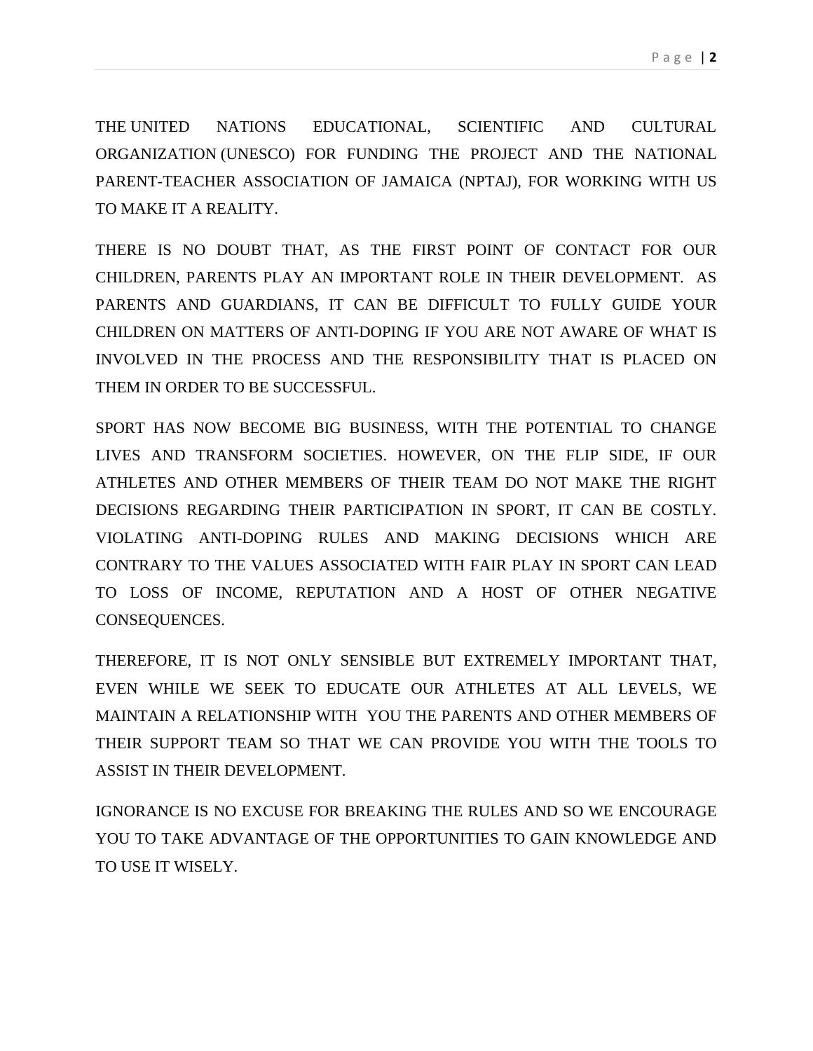THE UNITED NATIONS EDUCATIONAL, SCIENTIFIC AND CULTURAL ORGANIZATION (UNESCO) FOR FUNDING THE PROJECT AND THE NATIONAL PARENT-TEACHER ASSOCIATION OF JAMAICA (NPTAJ), FOR WORKING WITH US TO MAKE IT A REALITY.

THERE IS NO DOUBT THAT, AS THE FIRST POINT OF CONTACT FOR OUR CHILDREN, PARENTS PLAY AN IMPORTANT ROLE IN THEIR DEVELOPMENT. AS PARENTS AND GUARDIANS, IT CAN BE DIFFICULT TO FULLY GUIDE YOUR CHILDREN ON MATTERS OF ANTI-DOPING IF YOU ARE NOT AWARE OF WHAT IS INVOLVED IN THE PROCESS AND THE RESPONSIBILITY THAT IS PLACED ON THEM IN ORDER TO BE SUCCESSFUL.

SPORT HAS NOW BECOME BIG BUSINESS, WITH THE POTENTIAL TO CHANGE LIVES AND TRANSFORM SOCIETIES. HOWEVER, ON THE FLIP SIDE, IF OUR ATHLETES AND OTHER MEMBERS OF THEIR TEAM DO NOT MAKE THE RIGHT DECISIONS REGARDING THEIR PARTICIPATION IN SPORT, IT CAN BE COSTLY. VIOLATING ANTI-DOPING RULES AND MAKING DECISIONS WHICH ARE CONTRARY TO THE VALUES ASSOCIATED WITH FAIR PLAY IN SPORT CAN LEAD TO LOSS OF INCOME, REPUTATION AND A HOST OF OTHER NEGATIVE CONSEQUENCES.

THEREFORE, IT IS NOT ONLY SENSIBLE BUT EXTREMELY IMPORTANT THAT, EVEN WHILE WE SEEK TO EDUCATE OUR ATHLETES AT ALL LEVELS, WE MAINTAIN A RELATIONSHIP WITH YOU THE PARENTS AND OTHER MEMBERS OF THEIR SUPPORT TEAM SO THAT WE CAN PROVIDE YOU WITH THE TOOLS TO ASSIST IN THEIR DEVELOPMENT.

IGNORANCE IS NO EXCUSE FOR BREAKING THE RULES AND SO WE ENCOURAGE YOU TO TAKE ADVANTAGE OF THE OPPORTUNITIES TO GAIN KNOWLEDGE AND TO USE IT WISELY.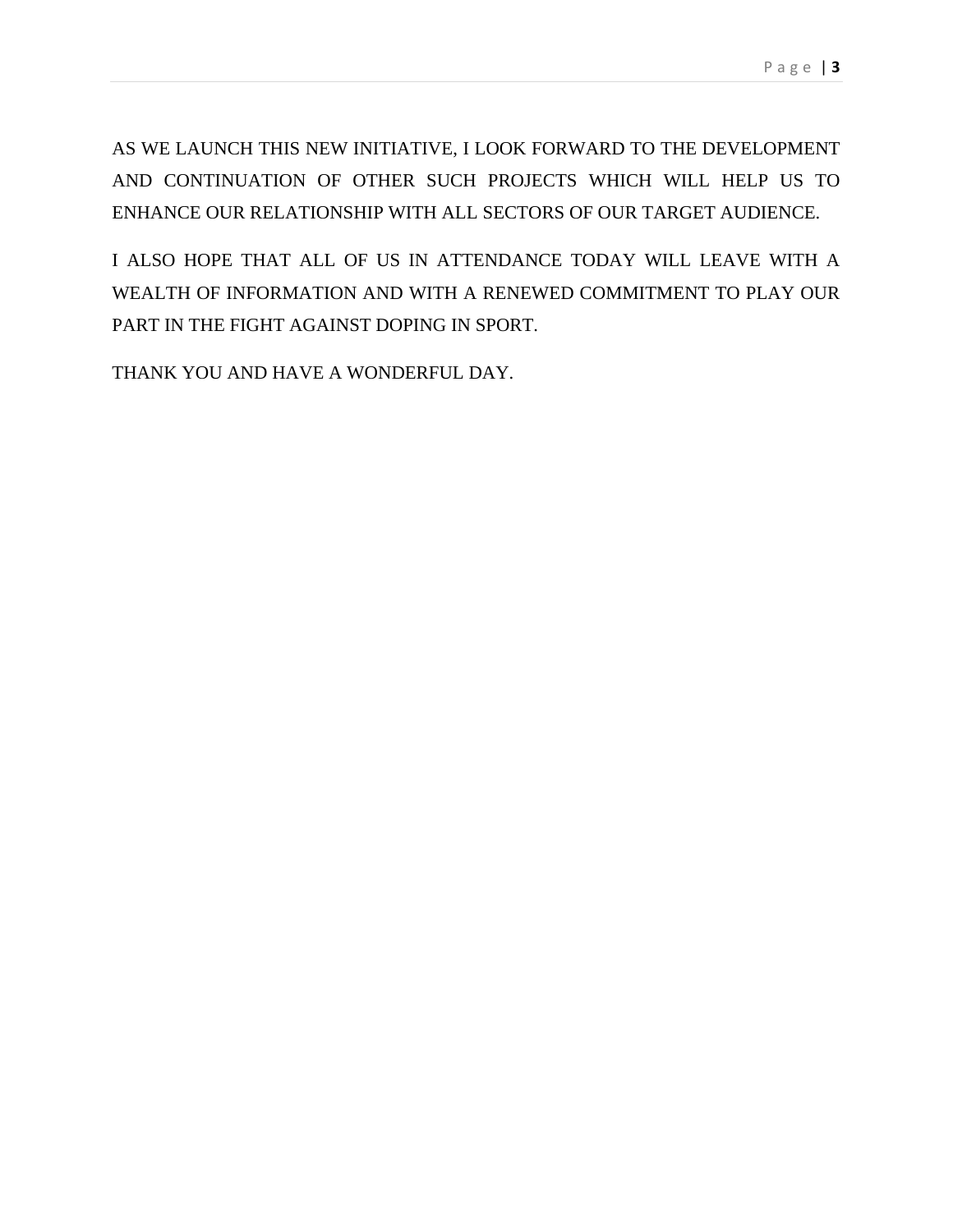AS WE LAUNCH THIS NEW INITIATIVE, I LOOK FORWARD TO THE DEVELOPMENT AND CONTINUATION OF OTHER SUCH PROJECTS WHICH WILL HELP US TO ENHANCE OUR RELATIONSHIP WITH ALL SECTORS OF OUR TARGET AUDIENCE.

I ALSO HOPE THAT ALL OF US IN ATTENDANCE TODAY WILL LEAVE WITH A WEALTH OF INFORMATION AND WITH A RENEWED COMMITMENT TO PLAY OUR PART IN THE FIGHT AGAINST DOPING IN SPORT.

THANK YOU AND HAVE A WONDERFUL DAY.